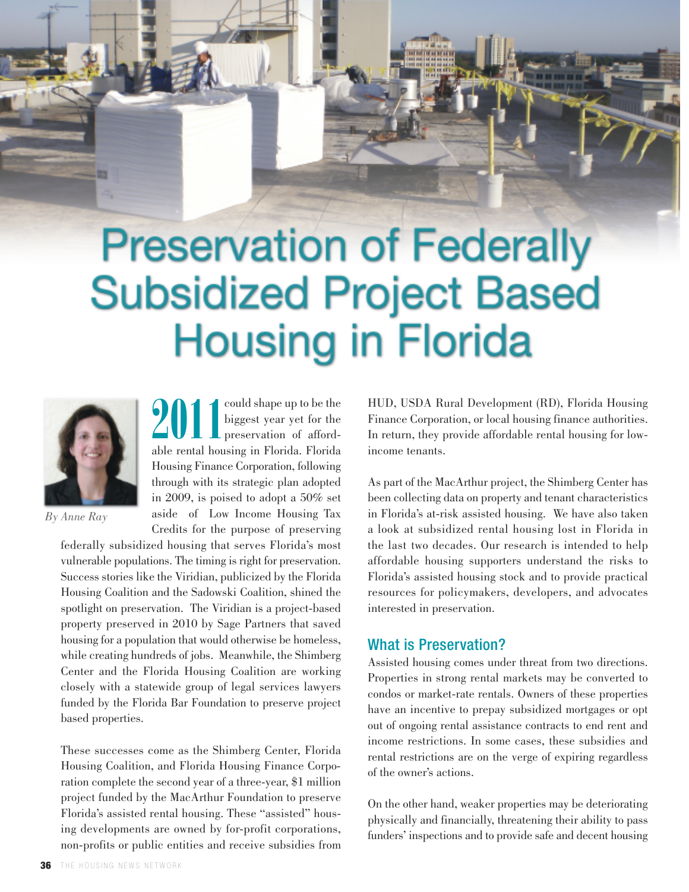# Preservation of Federally Subsidized Project Based Housing in Florida

*By Anne Ray*

2011 could shape up to be the biggest year yet for the preservation of affordable rental housing in Florida. Florida Housing Finance Corporation, following through with its strategic plan adopted in 2009, is poised to adopt a 50% set aside of Low Income Housing Tax Credits for the purpose of preserving federally subsidized housing that serves Florida's most vulnerable populations. The timing is right for preservation. Success stories like the Viridian, publicized by the Florida Housing Coalition and the Sadowski Coalition, shined the spotlight on preservation. The Viridian is a project-based property preserved in 2010 by Sage Partners that saved housing for a population that would otherwise be homeless, while creating hundreds of jobs. Meanwhile, the Shimberg Center and the Florida Housing Coalition are working closely with a statewide group of legal services lawyers funded by the Florida Bar Foundation to preserve project based properties.

These successes come as the Shimberg Center, Florida Housing Coalition, and Florida Housing Finance Corporation complete the second year of a three-year, $1 million project funded by the MacArthur Foundation to preserve Florida's assisted rental housing. These "assisted" housing developments are owned by for-profit corporations, non-profits or public entities and receive subsidies from HUD, USDA Rural Development (RD), Florida Housing Finance Corporation, or local housing finance authorities. In return, they provide affordable rental housing for low-income tenants.

As part of the MacArthur project, the Shimberg Center has been collecting data on property and tenant characteristics in Florida's at-risk assisted housing. We have also taken a look at subsidized rental housing lost in Florida in the last two decades. Our research is intended to help affordable housing supporters understand the risks to Florida's assisted housing stock and to provide practical resources for policymakers, developers, and advocates interested in preservation.

## What is Preservation?

Assisted housing comes under threat from two directions. Properties in strong rental markets may be converted to condos or market-rate rentals. Owners of these properties have an incentive to prepay subsidized mortgages or opt out of ongoing rental assistance contracts to end rent and income restrictions. In some cases, these subsidies and rental restrictions are on the verge of expiring regardless of the owner's actions.

On the other hand, weaker properties may be deteriorating physically and financially, threatening their ability to pass funders' inspections and to provide safe and decent housing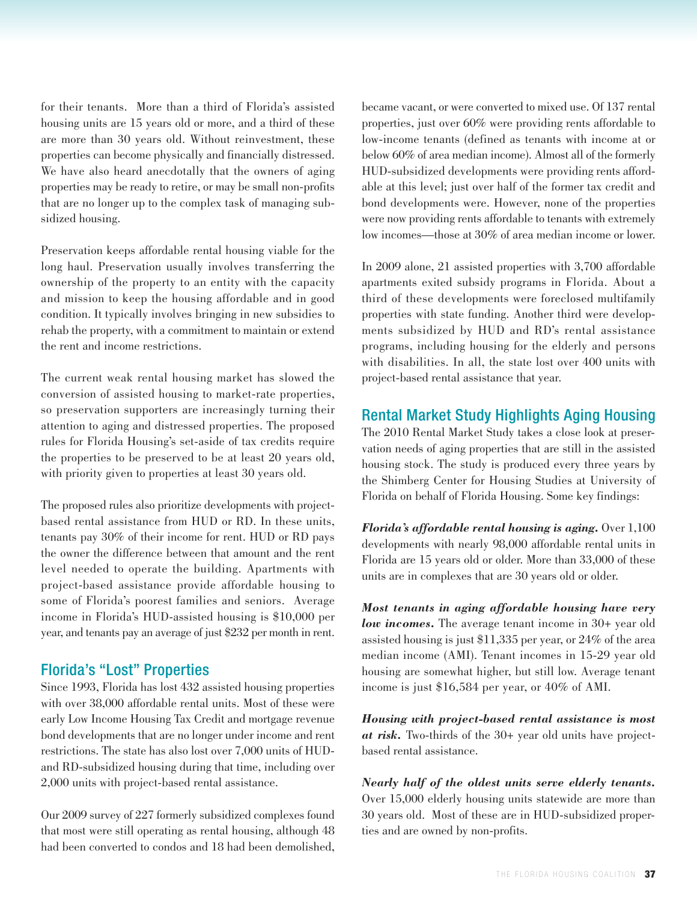for their tenants. More than a third of Florida's assisted housing units are 15 years old or more, and a third of these are more than 30 years old. Without reinvestment, these properties can become physically and financially distressed. We have also heard anecdotally that the owners of aging properties may be ready to retire, or may be small non-profits that are no longer up to the complex task of managing subsidized housing.

Preservation keeps affordable rental housing viable for the long haul. Preservation usually involves transferring the ownership of the property to an entity with the capacity and mission to keep the housing affordable and in good condition. It typically involves bringing in new subsidies to rehab the property, with a commitment to maintain or extend the rent and income restrictions.

The current weak rental housing market has slowed the conversion of assisted housing to market-rate properties, so preservation supporters are increasingly turning their attention to aging and distressed properties. The proposed rules for Florida Housing's set-aside of tax credits require the properties to be preserved to be at least 20 years old, with priority given to properties at least 30 years old.

The proposed rules also prioritize developments with project-based rental assistance from HUD or RD. In these units, tenants pay 30% of their income for rent. HUD or RD pays the owner the difference between that amount and the rent level needed to operate the building. Apartments with project-based assistance provide affordable housing to some of Florida's poorest families and seniors. Average income in Florida's HUD-assisted housing is $10,000 per year, and tenants pay an average of just $232 per month in rent.

## Florida's "Lost" Properties

Since 1993, Florida has lost 432 assisted housing properties with over 38,000 affordable rental units. Most of these were early Low Income Housing Tax Credit and mortgage revenue bond developments that are no longer under income and rent restrictions. The state has also lost over 7,000 units of HUD- and RD-subsidized housing during that time, including over 2,000 units with project-based rental assistance.

Our 2009 survey of 227 formerly subsidized complexes found that most were still operating as rental housing, although 48 had been converted to condos and 18 had been demolished, became vacant, or were converted to mixed use. Of 137 rental properties, just over 60% were providing rents affordable to low-income tenants (defined as tenants with income at or below 60% of area median income). Almost all of the formerly HUD-subsidized developments were providing rents affordable at this level; just over half of the former tax credit and bond developments were. However, none of the properties were now providing rents affordable to tenants with extremely low incomes—those at 30% of area median income or lower.

In 2009 alone, 21 assisted properties with 3,700 affordable apartments exited subsidy programs in Florida. About a third of these developments were foreclosed multifamily properties with state funding. Another third were developments subsidized by HUD and RD's rental assistance programs, including housing for the elderly and persons with disabilities. In all, the state lost over 400 units with project-based rental assistance that year.

## Rental Market Study Highlights Aging Housing

The 2010 Rental Market Study takes a close look at preservation needs of aging properties that are still in the assisted housing stock. The study is produced every three years by the Shimberg Center for Housing Studies at University of Florida on behalf of Florida Housing. Some key findings:

***Florida's affordable rental housing is aging.*** Over 1,100 developments with nearly 98,000 affordable rental units in Florida are 15 years old or older. More than 33,000 of these units are in complexes that are 30 years old or older.

***Most tenants in aging affordable housing have very low incomes.*** The average tenant income in 30+ year old assisted housing is just $11,335 per year, or 24% of the area median income (AMI). Tenant incomes in 15-29 year old housing are somewhat higher, but still low. Average tenant income is just $16,584 per year, or 40% of AMI.

***Housing with project-based rental assistance is most at risk.*** Two-thirds of the 30+ year old units have project-based rental assistance.

***Nearly half of the oldest units serve elderly tenants.*** Over 15,000 elderly housing units statewide are more than 30 years old. Most of these are in HUD-subsidized properties and are owned by non-profits.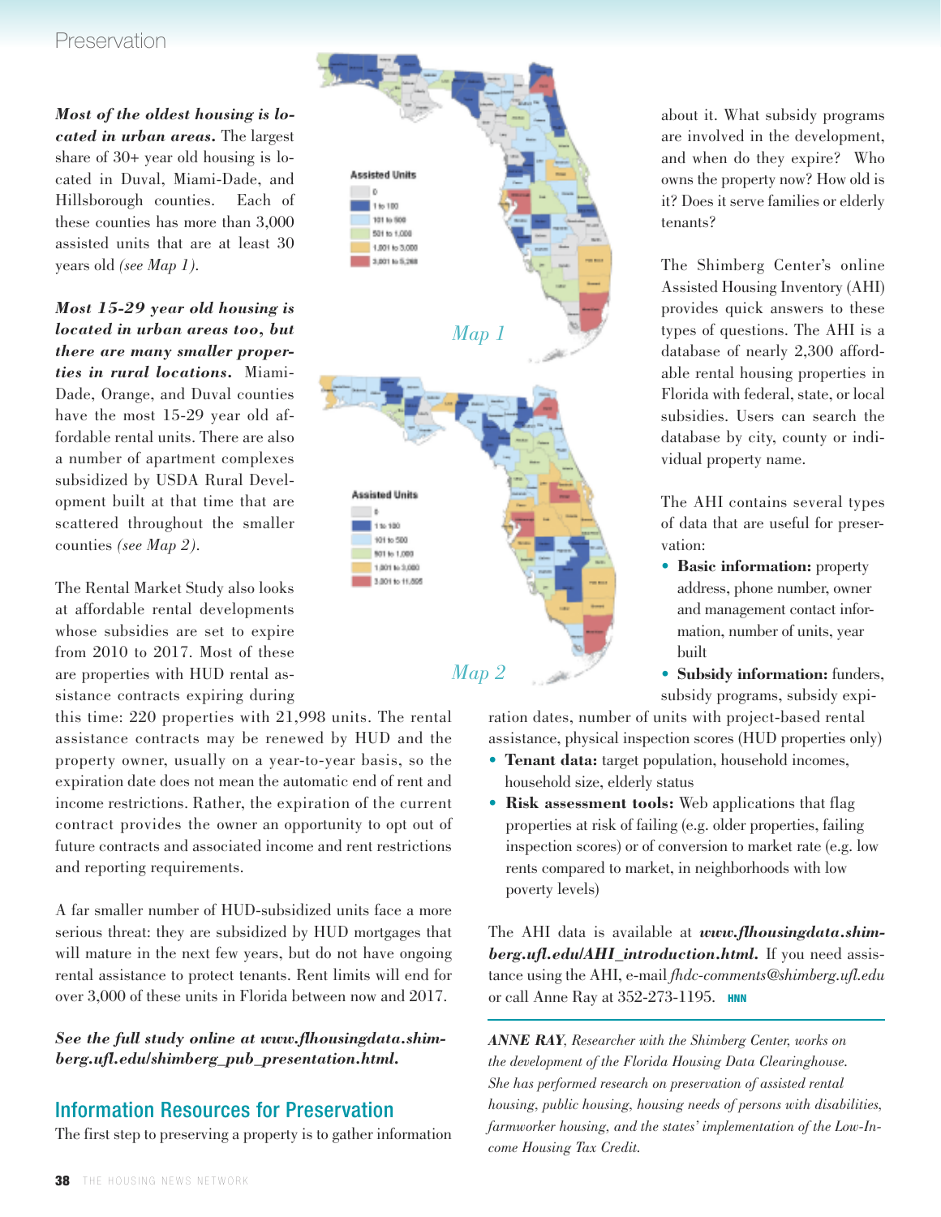**_Most of the oldest housing is located in urban areas._** The largest share of 30+ year old housing is located in Duval, Miami-Dade, and Hillsborough counties. Each of these counties has more than 3,000 assisted units that are at least 30 years old *(see Map 1)*.

**_Most 15-29 year old housing is located in urban areas too, but there are many smaller properties in rural locations._** Miami-Dade, Orange, and Duval counties have the most 15-29 year old affordable rental units. There are also a number of apartment complexes subsidized by USDA Rural Development built at that time that are scattered throughout the smaller counties *(see Map 2)*.

Assisted Units
0
1 to 100
101 to 500
501 to 1,000
1,001 to 3,000
3,001 to 5,288

Map 1

Assisted Units
0
1 to 100
101 to 500
501 to 1,000
1,001 to 3,000
3,001 to 11,895

Map 2

The Rental Market Study also looks at affordable rental developments whose subsidies are set to expire from 2010 to 2017. Most of these are properties with HUD rental assistance contracts expiring during this time: 220 properties with 21,998 units. The rental assistance contracts may be renewed by HUD and the property owner, usually on a year-to-year basis, so the expiration date does not mean the automatic end of rent and income restrictions. Rather, the expiration of the current contract provides the owner an opportunity to opt out of future contracts and associated income and rent restrictions and reporting requirements.

A far smaller number of HUD-subsidized units face a more serious threat: they are subsidized by HUD mortgages that will mature in the next few years, but do not have ongoing rental assistance to protect tenants. Rent limits will end for over 3,000 of these units in Florida between now and 2017.

**_See the full study online at www.flhousingdata.shimberg.ufl.edu/shimberg_pub_presentation.html._**

## Information Resources for Preservation

The first step to preserving a property is to gather information about it. What subsidy programs are involved in the development, and when do they expire? Who owns the property now? How old is it? Does it serve families or elderly tenants?

The Shimberg Center's online Assisted Housing Inventory (AHI) provides quick answers to these types of questions. The AHI is a database of nearly 2,300 affordable rental housing properties in Florida with federal, state, or local subsidies. Users can search the database by city, county or individual property name.

The AHI contains several types of data that are useful for preservation:

- **Basic information:** property address, phone number, owner and management contact information, number of units, year built
- **Subsidy information:** funders, subsidy programs, subsidy expiration dates, number of units with project-based rental assistance, physical inspection scores (HUD properties only)
- **Tenant data:** target population, household incomes, household size, elderly status
- **Risk assessment tools:** Web applications that flag properties at risk of failing (e.g. older properties, failing inspection scores) or of conversion to market rate (e.g. low rents compared to market, in neighborhoods with low poverty levels)

The AHI data is available at ***www.flhousingdata.shimberg.ufl.edu/AHI_introduction.html.*** If you need assistance using the AHI, e-mail *fhdc-comments@shimberg.ufl.edu* or call Anne Ray at 352-273-1195. HNN

*__ANNE RAY__, Researcher with the Shimberg Center, works on the development of the Florida Housing Data Clearinghouse. She has performed research on preservation of assisted rental housing, public housing, housing needs of persons with disabilities, farmworker housing, and the states' implementation of the Low-Income Housing Tax Credit.*